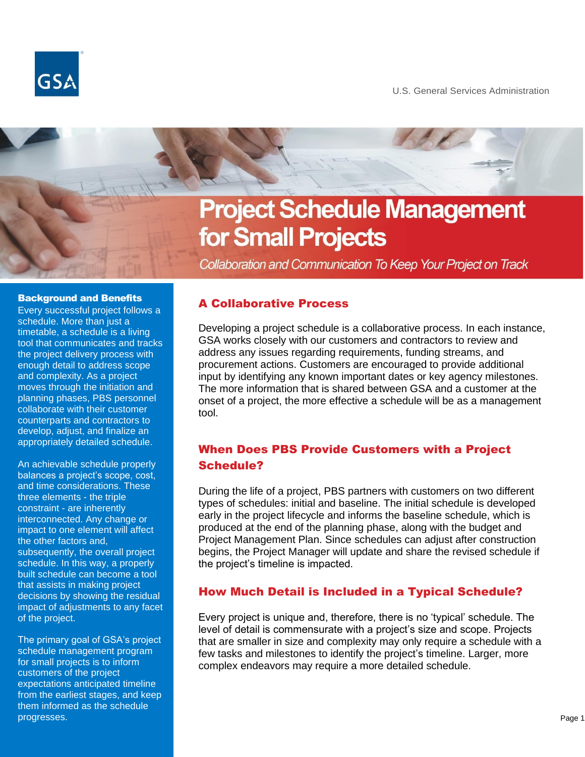U.S. General Services Administration

# Project Schedule Management for Small Projects

*Collaboration and Communication To Keep Your Project on Track*

## Background and Benefits

Every successful project follows a schedule. More than just a timetable, a schedule is a living tool that communicates and tracks the project delivery process with enough detail to address scope and complexity. As a project moves through the initiation and planning phases, PBS personnel collaborate with their customer counterparts and contractors to develop, adjust, and finalize an appropriately detailed schedule.

An achievable schedule properly balances a project's scope, cost, and time considerations. These three elements - the triple constraint - are inherently interconnected. Any change or impact to one element will affect the other factors and, subsequently, the overall project schedule. In this way, a properly built schedule can become a tool that assists in making project decisions by showing the residual impact of adjustments to any facet of the project.

The primary goal of GSA's project schedule management program for small projects is to inform customers of the project expectations anticipated timeline from the earliest stages, and keep them informed as the schedule progresses.

## A Collaborative Process

Developing a project schedule is a collaborative process. In each instance, GSA works closely with our customers and contractors to review and address any issues regarding requirements, funding streams, and procurement actions. Customers are encouraged to provide additional input by identifying any known important dates or key agency milestones. The more information that is shared between GSA and a customer at the onset of a project, the more effective a schedule will be as a management tool.

## When Does PBS Provide Customers with a Project Schedule?

During the life of a project, PBS partners with customers on two different types of schedules: initial and baseline. The initial schedule is developed early in the project lifecycle and informs the baseline schedule, which is produced at the end of the planning phase, along with the budget and Project Management Plan. Since schedules can adjust after construction begins, the Project Manager will update and share the revised schedule if the project's timeline is impacted.

## How Much Detail is Included in a Typical Schedule?

Every project is unique and, therefore, there is no 'typical' schedule. The level of detail is commensurate with a project's size and scope. Projects that are smaller in size and complexity may only require a schedule with a few tasks and milestones to identify the project's timeline. Larger, more complex endeavors may require a more detailed schedule.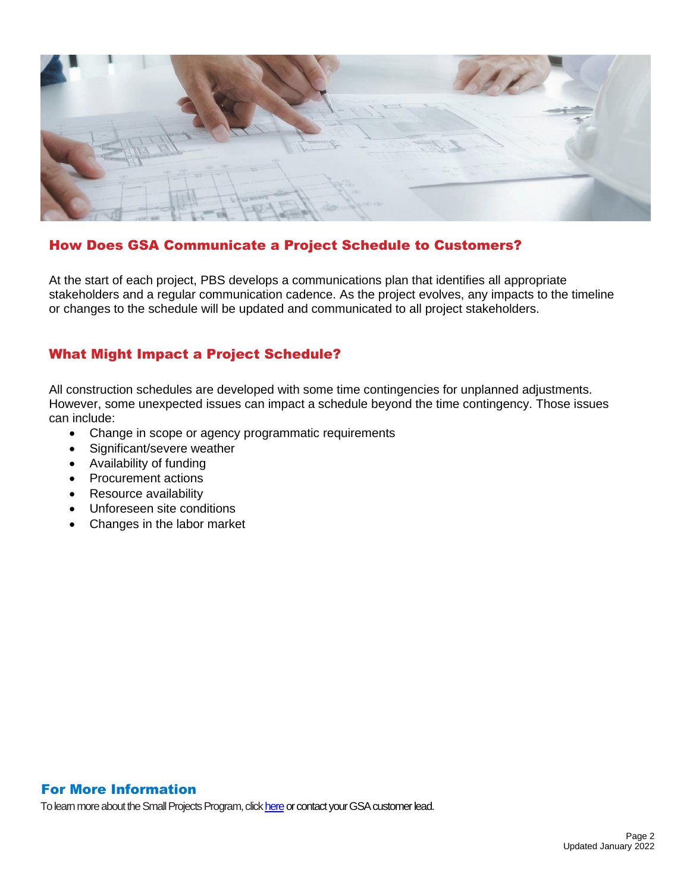## How Does GSA Communicate a Project Schedule to Customers?

At the start of each project, PBS develops a communications plan that identifies all appropriate stakeholders and a regular communication cadence. As the project evolves, any impacts to the timeline or changes to the schedule will be updated and communicated to all project stakeholders.

## What Might Impact a Project Schedule?

All construction schedules are developed with some time contingencies for unplanned adjustments. However, some unexpected issues can impact a schedule beyond the time contingency. Those issues can include:

- Change in scope or agency programmatic requirements
- Significant/severe weather
- Availability of funding
- Procurement actions
- Resource availability
- Unforeseen site conditions
- Changes in the labor market

## For More Information

To learn more about the Small Projects Program, click here or contact your GSA customer lead.

Updated January 2022